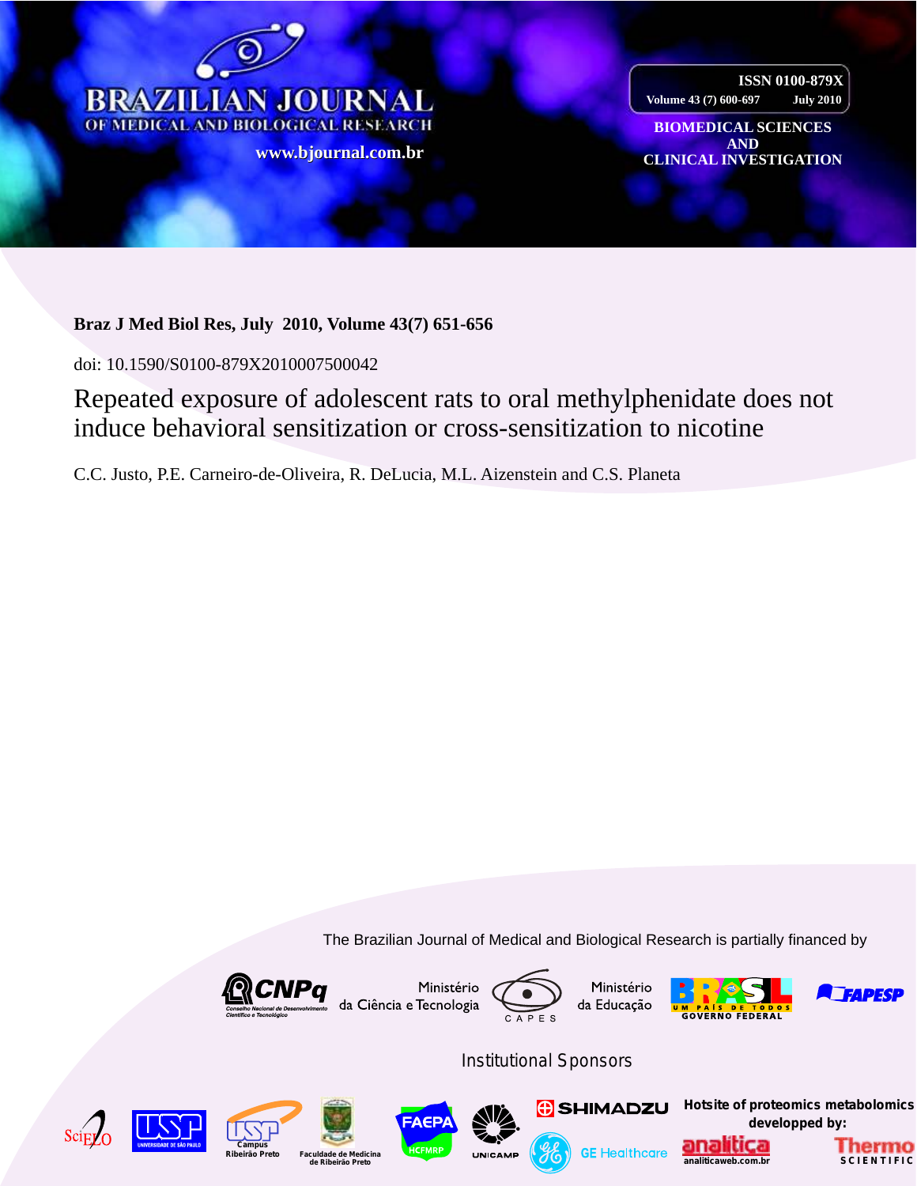BRAZILIAN JOURNAL OF MEDICAL AND BIOLOGICAL RESEARCH

www.bjournal.com.br

ISSN 0100-879X

Volume 43 (7) 600-697 July 2010

BIOMEDICAL SCIENCES AND CLINICAL INVESTIGATION

**Braz J Med Biol Res, July 2010, Volume 43(7) 651-656**

doi: 10.1590/S0100-879X2010007500042

# Repeated exposure of adolescent rats to oral methylphenidate does not induce behavioral sensitization or cross-sensitization to nicotine

C.C. Justo, P.E. Carneiro-de-Oliveira, R. DeLucia, M.L. Aizenstein and C.S. Planeta

The Brazilian Journal of Medical and Biological Research is partially financed by

CNPq – Conselho Nacional de Desenvolvimento Científico e Tecnológico; Ministério da Ciência e Tecnologia; CAPES; Ministério da Educação; BRASIL – Um País de Todos – Governo Federal; FAPESP

Institutional Sponsors

SciELO; USP – Universidade de São Paulo; USP Campus Ribeirão Preto; Faculdade de Medicina de Ribeirão Preto; FAEPA HCFMRP; UNICAMP; SHIMADZU; GE Healthcare

Hotsite of proteomics metabolomics developped by: analitica – analiticaweb.com.br; Thermo Scientific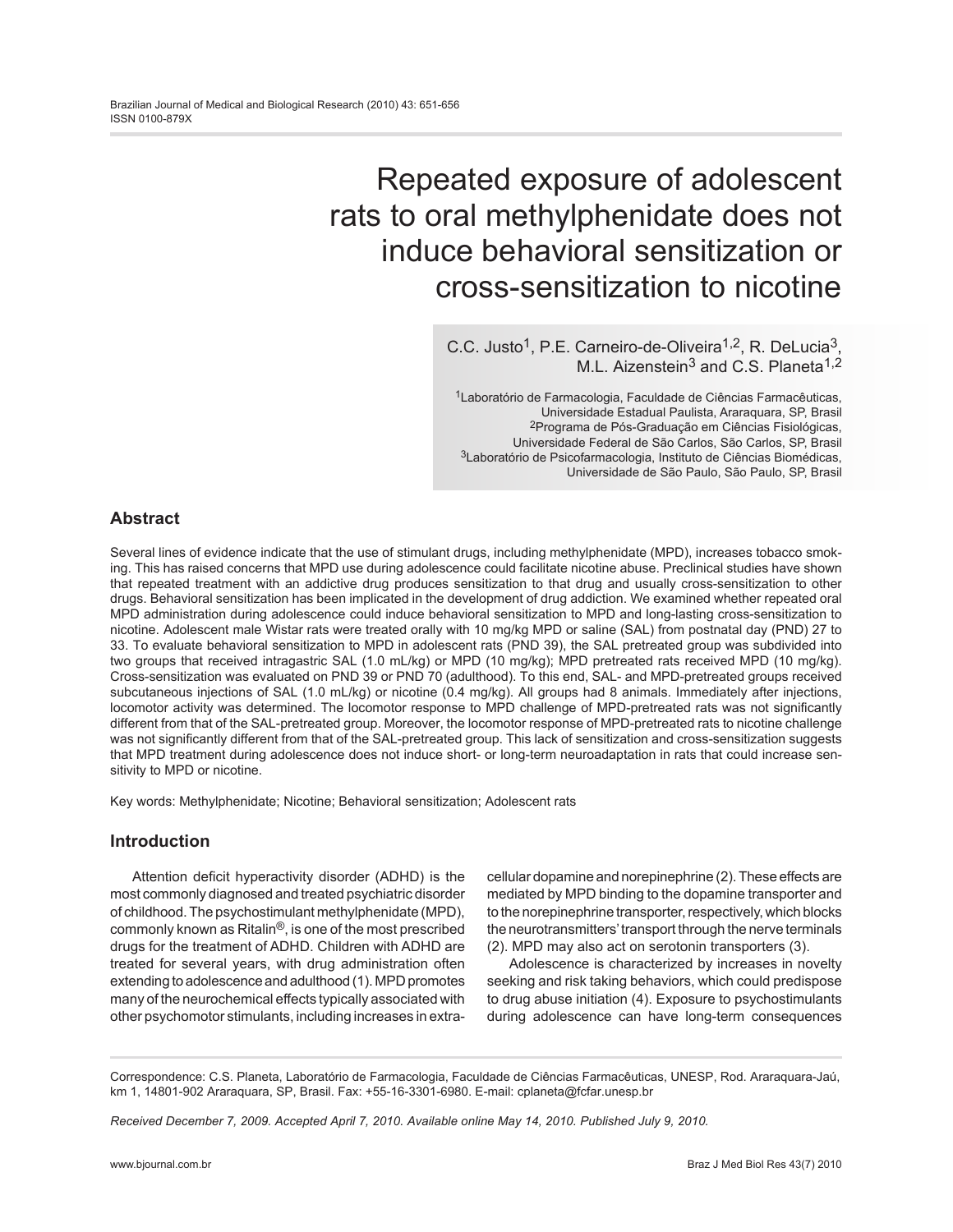Brazilian Journal of Medical and Biological Research (2010) 43: 651-656
ISSN 0100-879X

# Repeated exposure of adolescent rats to oral methylphenidate does not induce behavioral sensitization or cross-sensitization to nicotine

C.C. Justo[1], P.E. Carneiro-de-Oliveira[1,2], R. DeLucia[3], M.L. Aizenstein[3] and C.S. Planeta[1,2]

[1]Laboratório de Farmacologia, Faculdade de Ciências Farmacêuticas, Universidade Estadual Paulista, Araraquara, SP, Brasil
[2]Programa de Pós-Graduação em Ciências Fisiológicas, Universidade Federal de São Carlos, São Carlos, SP, Brasil
[3]Laboratório de Psicofarmacologia, Instituto de Ciências Biomédicas, Universidade de São Paulo, São Paulo, SP, Brasil

## Abstract

Several lines of evidence indicate that the use of stimulant drugs, including methylphenidate (MPD), increases tobacco smoking. This has raised concerns that MPD use during adolescence could facilitate nicotine abuse. Preclinical studies have shown that repeated treatment with an addictive drug produces sensitization to that drug and usually cross-sensitization to other drugs. Behavioral sensitization has been implicated in the development of drug addiction. We examined whether repeated oral MPD administration during adolescence could induce behavioral sensitization to MPD and long-lasting cross-sensitization to nicotine. Adolescent male Wistar rats were treated orally with 10 mg/kg MPD or saline (SAL) from postnatal day (PND) 27 to 33. To evaluate behavioral sensitization to MPD in adolescent rats (PND 39), the SAL pretreated group was subdivided into two groups that received intragastric SAL (1.0 mL/kg) or MPD (10 mg/kg); MPD pretreated rats received MPD (10 mg/kg). Cross-sensitization was evaluated on PND 39 or PND 70 (adulthood). To this end, SAL- and MPD-pretreated groups received subcutaneous injections of SAL (1.0 mL/kg) or nicotine (0.4 mg/kg). All groups had 8 animals. Immediately after injections, locomotor activity was determined. The locomotor response to MPD challenge of MPD-pretreated rats was not significantly different from that of the SAL-pretreated group. Moreover, the locomotor response of MPD-pretreated rats to nicotine challenge was not significantly different from that of the SAL-pretreated group. This lack of sensitization and cross-sensitization suggests that MPD treatment during adolescence does not induce short- or long-term neuroadaptation in rats that could increase sensitivity to MPD or nicotine.

Key words: Methylphenidate; Nicotine; Behavioral sensitization; Adolescent rats

## Introduction

Attention deficit hyperactivity disorder (ADHD) is the most commonly diagnosed and treated psychiatric disorder of childhood. The psychostimulant methylphenidate (MPD), commonly known as Ritalin®, is one of the most prescribed drugs for the treatment of ADHD. Children with ADHD are treated for several years, with drug administration often extending to adolescence and adulthood (1). MPD promotes many of the neurochemical effects typically associated with other psychomotor stimulants, including increases in extracellular dopamine and norepinephrine (2). These effects are mediated by MPD binding to the dopamine transporter and to the norepinephrine transporter, respectively, which blocks the neurotransmitters' transport through the nerve terminals (2). MPD may also act on serotonin transporters (3).

Adolescence is characterized by increases in novelty seeking and risk taking behaviors, which could predispose to drug abuse initiation (4). Exposure to psychostimulants during adolescence can have long-term consequences

Correspondence: C.S. Planeta, Laboratório de Farmacologia, Faculdade de Ciências Farmacêuticas, UNESP, Rod. Araraquara-Jaú, km 1, 14801-902 Araraquara, SP, Brasil. Fax: +55-16-3301-6980. E-mail: cplaneta@fcfar.unesp.br

*Received December 7, 2009. Accepted April 7, 2010. Available online May 14, 2010. Published July 9, 2010.*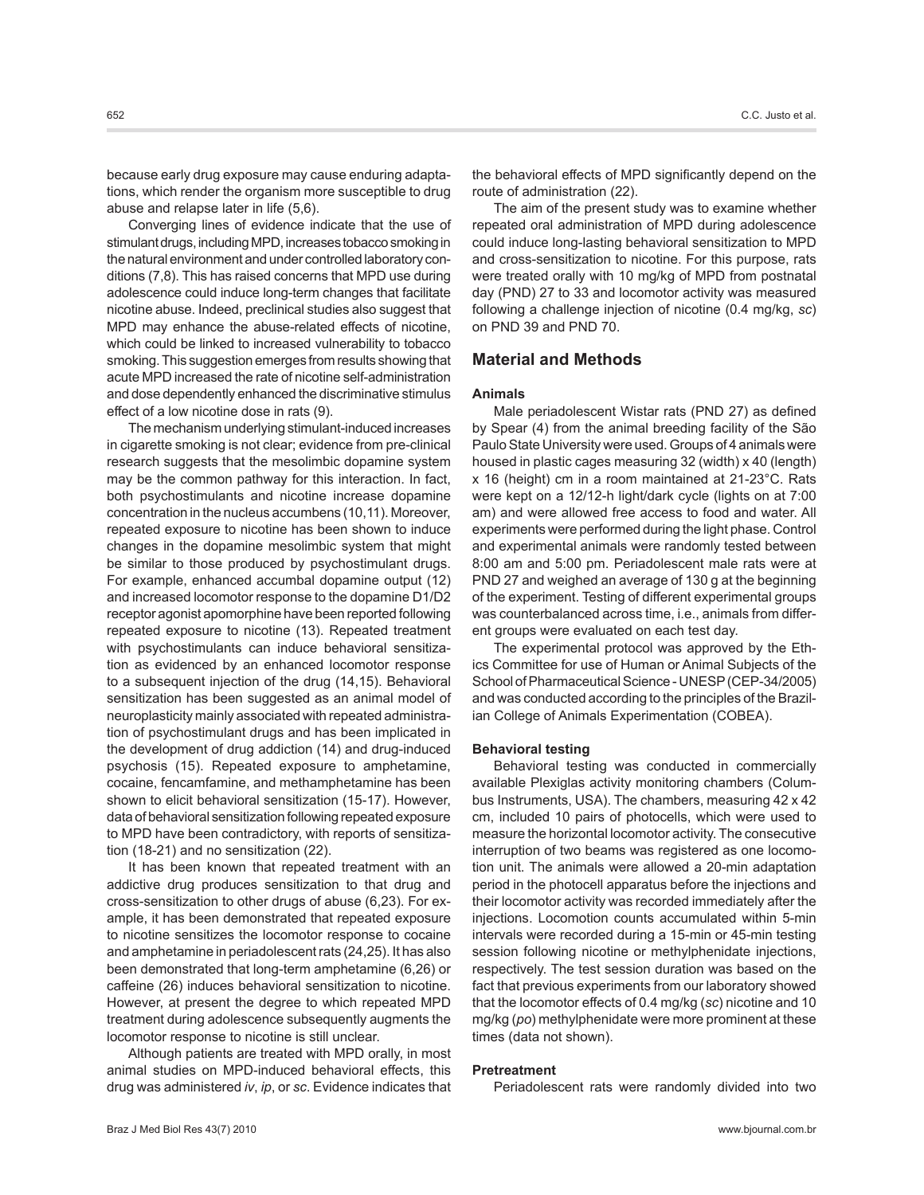because early drug exposure may cause enduring adaptations, which render the organism more susceptible to drug abuse and relapse later in life (5,6).

Converging lines of evidence indicate that the use of stimulant drugs, including MPD, increases tobacco smoking in the natural environment and under controlled laboratory conditions (7,8). This has raised concerns that MPD use during adolescence could induce long-term changes that facilitate nicotine abuse. Indeed, preclinical studies also suggest that MPD may enhance the abuse-related effects of nicotine, which could be linked to increased vulnerability to tobacco smoking. This suggestion emerges from results showing that acute MPD increased the rate of nicotine self-administration and dose dependently enhanced the discriminative stimulus effect of a low nicotine dose in rats (9).

The mechanism underlying stimulant-induced increases in cigarette smoking is not clear; evidence from pre-clinical research suggests that the mesolimbic dopamine system may be the common pathway for this interaction. In fact, both psychostimulants and nicotine increase dopamine concentration in the nucleus accumbens (10,11). Moreover, repeated exposure to nicotine has been shown to induce changes in the dopamine mesolimbic system that might be similar to those produced by psychostimulant drugs. For example, enhanced accumbal dopamine output (12) and increased locomotor response to the dopamine D1/D2 receptor agonist apomorphine have been reported following repeated exposure to nicotine (13). Repeated treatment with psychostimulants can induce behavioral sensitization as evidenced by an enhanced locomotor response to a subsequent injection of the drug (14,15). Behavioral sensitization has been suggested as an animal model of neuroplasticity mainly associated with repeated administration of psychostimulant drugs and has been implicated in the development of drug addiction (14) and drug-induced psychosis (15). Repeated exposure to amphetamine, cocaine, fencamfamine, and methamphetamine has been shown to elicit behavioral sensitization (15-17). However, data of behavioral sensitization following repeated exposure to MPD have been contradictory, with reports of sensitization (18-21) and no sensitization (22).

It has been known that repeated treatment with an addictive drug produces sensitization to that drug and cross-sensitization to other drugs of abuse (6,23). For example, it has been demonstrated that repeated exposure to nicotine sensitizes the locomotor response to cocaine and amphetamine in periadolescent rats (24,25). It has also been demonstrated that long-term amphetamine (6,26) or caffeine (26) induces behavioral sensitization to nicotine. However, at present the degree to which repeated MPD treatment during adolescence subsequently augments the locomotor response to nicotine is still unclear.

Although patients are treated with MPD orally, in most animal studies on MPD-induced behavioral effects, this drug was administered *iv*, *ip*, or *sc*. Evidence indicates that the behavioral effects of MPD significantly depend on the route of administration (22).

The aim of the present study was to examine whether repeated oral administration of MPD during adolescence could induce long-lasting behavioral sensitization to MPD and cross-sensitization to nicotine. For this purpose, rats were treated orally with 10 mg/kg of MPD from postnatal day (PND) 27 to 33 and locomotor activity was measured following a challenge injection of nicotine (0.4 mg/kg, *sc*) on PND 39 and PND 70.

## Material and Methods

### Animals

Male periadolescent Wistar rats (PND 27) as defined by Spear (4) from the animal breeding facility of the São Paulo State University were used. Groups of 4 animals were housed in plastic cages measuring 32 (width) x 40 (length) x 16 (height) cm in a room maintained at 21-23°C. Rats were kept on a 12/12-h light/dark cycle (lights on at 7:00 am) and were allowed free access to food and water. All experiments were performed during the light phase. Control and experimental animals were randomly tested between 8:00 am and 5:00 pm. Periadolescent male rats were at PND 27 and weighed an average of 130 g at the beginning of the experiment. Testing of different experimental groups was counterbalanced across time, i.e., animals from different groups were evaluated on each test day.

The experimental protocol was approved by the Ethics Committee for use of Human or Animal Subjects of the School of Pharmaceutical Science - UNESP (CEP-34/2005) and was conducted according to the principles of the Brazilian College of Animals Experimentation (COBEA).

### Behavioral testing

Behavioral testing was conducted in commercially available Plexiglas activity monitoring chambers (Columbus Instruments, USA). The chambers, measuring 42 x 42 cm, included 10 pairs of photocells, which were used to measure the horizontal locomotor activity. The consecutive interruption of two beams was registered as one locomotion unit. The animals were allowed a 20-min adaptation period in the photocell apparatus before the injections and their locomotor activity was recorded immediately after the injections. Locomotion counts accumulated within 5-min intervals were recorded during a 15-min or 45-min testing session following nicotine or methylphenidate injections, respectively. The test session duration was based on the fact that previous experiments from our laboratory showed that the locomotor effects of 0.4 mg/kg (*sc*) nicotine and 10 mg/kg (*po*) methylphenidate were more prominent at these times (data not shown).

### Pretreatment

Periadolescent rats were randomly divided into two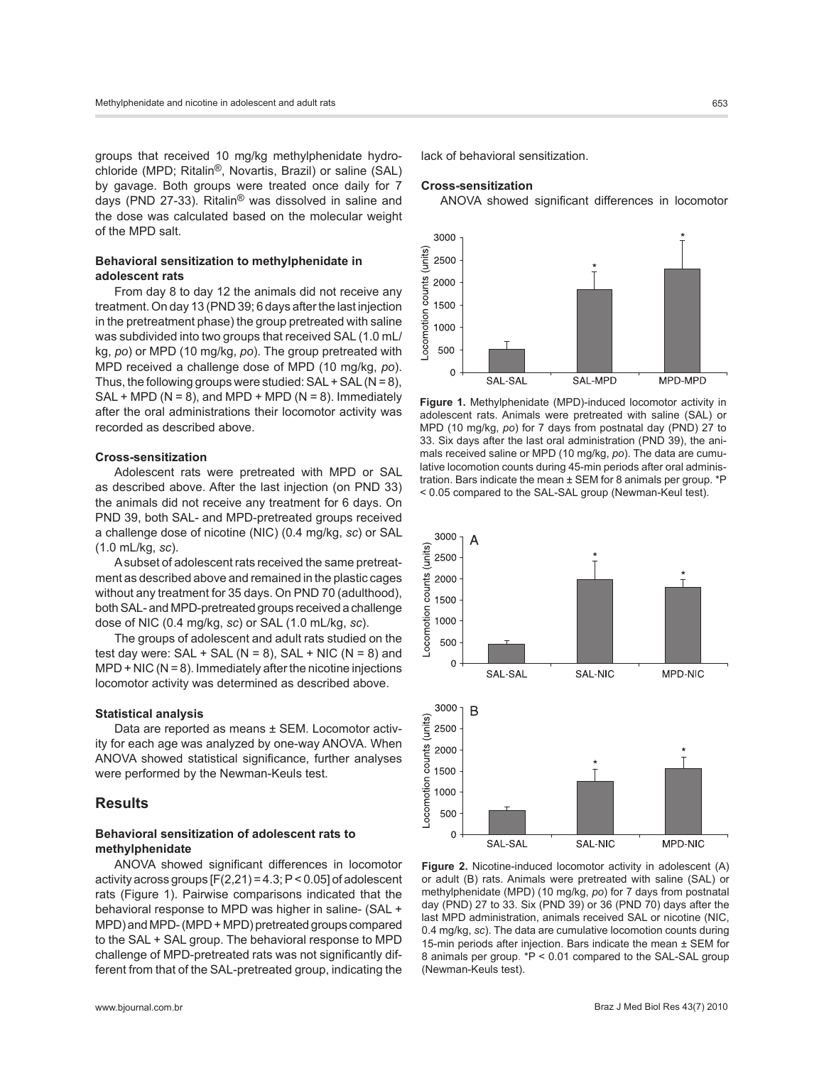groups that received 10 mg/kg methylphenidate hydrochloride (MPD; Ritalin®, Novartis, Brazil) or saline (SAL) by gavage. Both groups were treated once daily for 7 days (PND 27-33). Ritalin® was dissolved in saline and the dose was calculated based on the molecular weight of the MPD salt.

### Behavioral sensitization to methylphenidate in adolescent rats

From day 8 to day 12 the animals did not receive any treatment. On day 13 (PND 39; 6 days after the last injection in the pretreatment phase) the group pretreated with saline was subdivided into two groups that received SAL (1.0 mL/kg, *po*) or MPD (10 mg/kg, *po*). The group pretreated with MPD received a challenge dose of MPD (10 mg/kg, *po*). Thus, the following groups were studied: SAL + SAL (N = 8), SAL + MPD (N = 8), and MPD + MPD (N = 8). Immediately after the oral administrations their locomotor activity was recorded as described above.

### Cross-sensitization

Adolescent rats were pretreated with MPD or SAL as described above. After the last injection (on PND 33) the animals did not receive any treatment for 6 days. On PND 39, both SAL- and MPD-pretreated groups received a challenge dose of nicotine (NIC) (0.4 mg/kg, *sc*) or SAL (1.0 mL/kg, *sc*).

A subset of adolescent rats received the same pretreatment as described above and remained in the plastic cages without any treatment for 35 days. On PND 70 (adulthood), both SAL- and MPD-pretreated groups received a challenge dose of NIC (0.4 mg/kg, *sc*) or SAL (1.0 mL/kg, *sc*).

The groups of adolescent and adult rats studied on the test day were: SAL + SAL (N = 8), SAL + NIC (N = 8) and MPD + NIC (N = 8). Immediately after the nicotine injections locomotor activity was determined as described above.

### Statistical analysis

Data are reported as means ± SEM. Locomotor activity for each age was analyzed by one-way ANOVA. When ANOVA showed statistical significance, further analyses were performed by the Newman-Keuls test.

## Results

### Behavioral sensitization of adolescent rats to methylphenidate

ANOVA showed significant differences in locomotor activity across groups [$F(2,21) = 4.3$; $P < 0.05$] of adolescent rats (Figure 1). Pairwise comparisons indicated that the behavioral response to MPD was higher in saline- (SAL + MPD) and MPD- (MPD + MPD) pretreated groups compared to the SAL + SAL group. The behavioral response to MPD challenge of MPD-pretreated rats was not significantly different from that of the SAL-pretreated group, indicating the lack of behavioral sensitization.

### Cross-sensitization

ANOVA showed significant differences in locomotor

**Figure 1.** Methylphenidate (MPD)-induced locomotor activity in adolescent rats. Animals were pretreated with saline (SAL) or MPD (10 mg/kg, *po*) for 7 days from postnatal day (PND) 27 to 33. Six days after the last oral administration (PND 39), the animals received saline or MPD (10 mg/kg, *po*). The data are cumulative locomotion counts during 45-min periods after oral administration. Bars indicate the mean ± SEM for 8 animals per group. *P < 0.05 compared to the SAL-SAL group (Newman-Keul test).

**Figure 2.** Nicotine-induced locomotor activity in adolescent (A) or adult (B) rats. Animals were pretreated with saline (SAL) or methylphenidate (MPD) (10 mg/kg, *po*) for 7 days from postnatal day (PND) 27 to 33. Six (PND 39) or 36 (PND 70) days after the last MPD administration, animals received SAL or nicotine (NIC, 0.4 mg/kg, *sc*). The data are cumulative locomotion counts during 15-min periods after injection. Bars indicate the mean ± SEM for 8 animals per group. *P < 0.01 compared to the SAL-SAL group (Newman-Keuls test).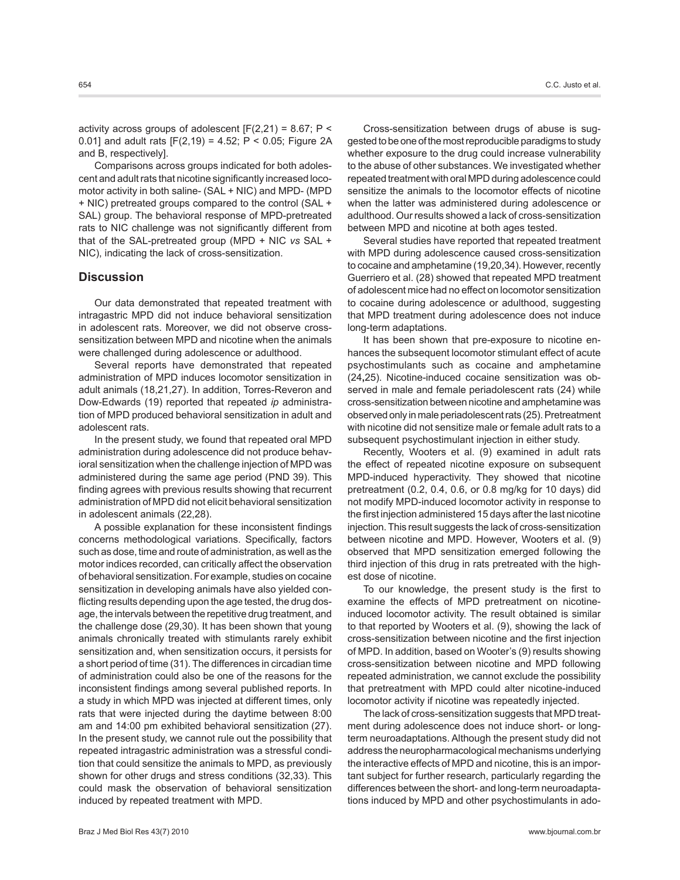activity across groups of adolescent [$F(2,21) = 8.67$; $P < 0.01$] and adult rats [$F(2,19) = 4.52$; $P < 0.05$; Figure 2A and B, respectively].

Comparisons across groups indicated for both adolescent and adult rats that nicotine significantly increased locomotor activity in both saline- (SAL + NIC) and MPD- (MPD + NIC) pretreated groups compared to the control (SAL + SAL) group. The behavioral response of MPD-pretreated rats to NIC challenge was not significantly different from that of the SAL-pretreated group (MPD + NIC *vs* SAL + NIC), indicating the lack of cross-sensitization.

## Discussion

Our data demonstrated that repeated treatment with intragastric MPD did not induce behavioral sensitization in adolescent rats. Moreover, we did not observe cross-sensitization between MPD and nicotine when the animals were challenged during adolescence or adulthood.

Several reports have demonstrated that repeated administration of MPD induces locomotor sensitization in adult animals (18,21,27). In addition, Torres-Reveron and Dow-Edwards (19) reported that repeated *ip* administration of MPD produced behavioral sensitization in adult and adolescent rats.

In the present study, we found that repeated oral MPD administration during adolescence did not produce behavioral sensitization when the challenge injection of MPD was administered during the same age period (PND 39). This finding agrees with previous results showing that recurrent administration of MPD did not elicit behavioral sensitization in adolescent animals (22,28).

A possible explanation for these inconsistent findings concerns methodological variations. Specifically, factors such as dose, time and route of administration, as well as the motor indices recorded, can critically affect the observation of behavioral sensitization. For example, studies on cocaine sensitization in developing animals have also yielded conflicting results depending upon the age tested, the drug dosage, the intervals between the repetitive drug treatment, and the challenge dose (29,30). It has been shown that young animals chronically treated with stimulants rarely exhibit sensitization and, when sensitization occurs, it persists for a short period of time (31). The differences in circadian time of administration could also be one of the reasons for the inconsistent findings among several published reports. In a study in which MPD was injected at different times, only rats that were injected during the daytime between 8:00 am and 14:00 pm exhibited behavioral sensitization (27). In the present study, we cannot rule out the possibility that repeated intragastric administration was a stressful condition that could sensitize the animals to MPD, as previously shown for other drugs and stress conditions (32,33). This could mask the observation of behavioral sensitization induced by repeated treatment with MPD.

Cross-sensitization between drugs of abuse is suggested to be one of the most reproducible paradigms to study whether exposure to the drug could increase vulnerability to the abuse of other substances. We investigated whether repeated treatment with oral MPD during adolescence could sensitize the animals to the locomotor effects of nicotine when the latter was administered during adolescence or adulthood. Our results showed a lack of cross-sensitization between MPD and nicotine at both ages tested.

Several studies have reported that repeated treatment with MPD during adolescence caused cross-sensitization to cocaine and amphetamine (19,20,34). However, recently Guerriero et al. (28) showed that repeated MPD treatment of adolescent mice had no effect on locomotor sensitization to cocaine during adolescence or adulthood, suggesting that MPD treatment during adolescence does not induce long-term adaptations.

It has been shown that pre-exposure to nicotine enhances the subsequent locomotor stimulant effect of acute psychostimulants such as cocaine and amphetamine (24,25). Nicotine-induced cocaine sensitization was observed in male and female periadolescent rats (24) while cross-sensitization between nicotine and amphetamine was observed only in male periadolescent rats (25). Pretreatment with nicotine did not sensitize male or female adult rats to a subsequent psychostimulant injection in either study.

Recently, Wooters et al. (9) examined in adult rats the effect of repeated nicotine exposure on subsequent MPD-induced hyperactivity. They showed that nicotine pretreatment (0.2, 0.4, 0.6, or 0.8 mg/kg for 10 days) did not modify MPD-induced locomotor activity in response to the first injection administered 15 days after the last nicotine injection. This result suggests the lack of cross-sensitization between nicotine and MPD. However, Wooters et al. (9) observed that MPD sensitization emerged following the third injection of this drug in rats pretreated with the highest dose of nicotine.

To our knowledge, the present study is the first to examine the effects of MPD pretreatment on nicotine-induced locomotor activity. The result obtained is similar to that reported by Wooters et al. (9), showing the lack of cross-sensitization between nicotine and the first injection of MPD. In addition, based on Wooter's (9) results showing cross-sensitization between nicotine and MPD following repeated administration, we cannot exclude the possibility that pretreatment with MPD could alter nicotine-induced locomotor activity if nicotine was repeatedly injected.

The lack of cross-sensitization suggests that MPD treatment during adolescence does not induce short- or long-term neuroadaptations. Although the present study did not address the neuropharmacological mechanisms underlying the interactive effects of MPD and nicotine, this is an important subject for further research, particularly regarding the differences between the short- and long-term neuroadaptations induced by MPD and other psychostimulants in ado-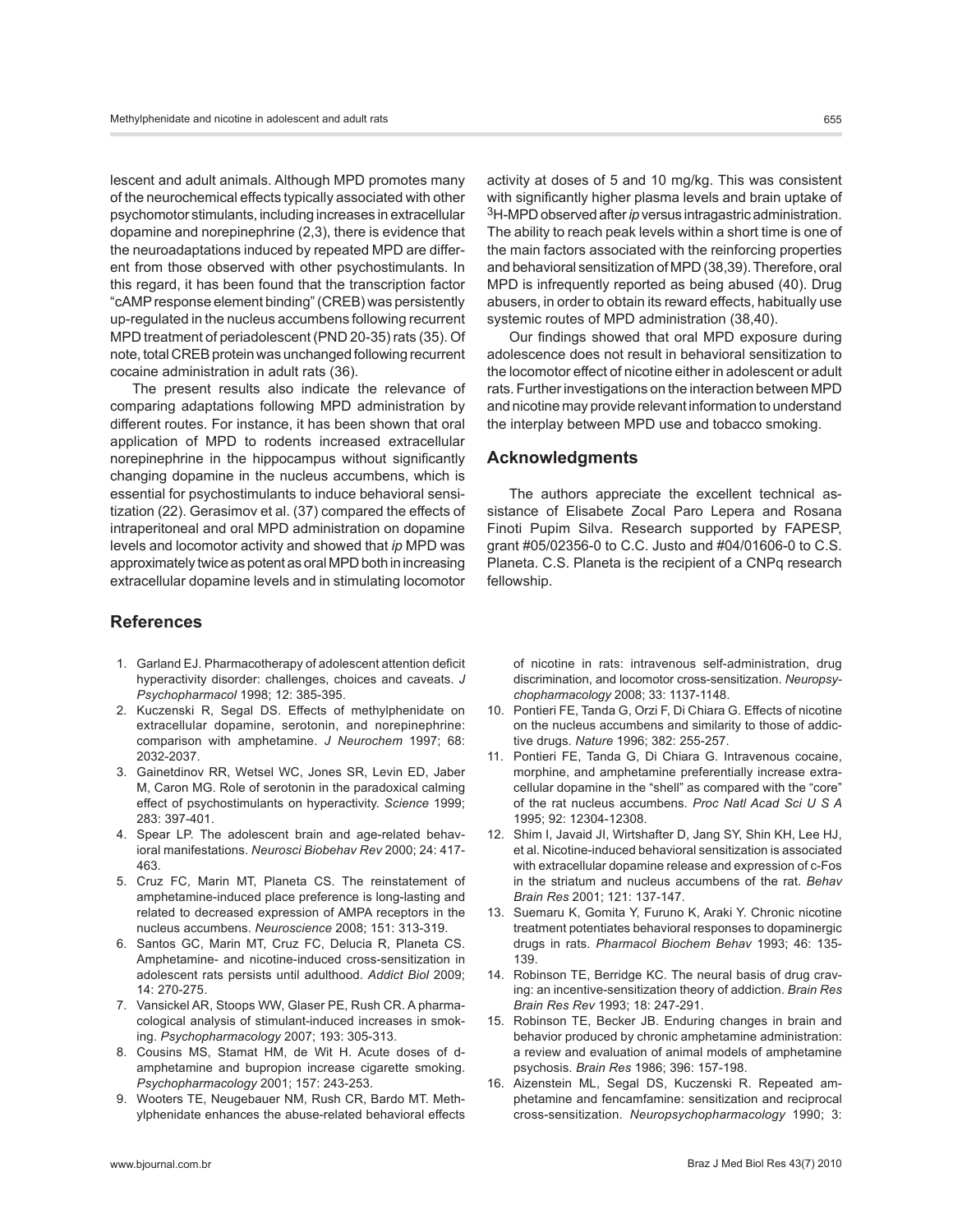lescent and adult animals. Although MPD promotes many of the neurochemical effects typically associated with other psychomotor stimulants, including increases in extracellular dopamine and norepinephrine (2,3), there is evidence that the neuroadaptations induced by repeated MPD are different from those observed with other psychostimulants. In this regard, it has been found that the transcription factor "cAMP response element binding" (CREB) was persistently up-regulated in the nucleus accumbens following recurrent MPD treatment of periadolescent (PND 20-35) rats (35). Of note, total CREB protein was unchanged following recurrent cocaine administration in adult rats (36).

The present results also indicate the relevance of comparing adaptations following MPD administration by different routes. For instance, it has been shown that oral application of MPD to rodents increased extracellular norepinephrine in the hippocampus without significantly changing dopamine in the nucleus accumbens, which is essential for psychostimulants to induce behavioral sensitization (22). Gerasimov et al. (37) compared the effects of intraperitoneal and oral MPD administration on dopamine levels and locomotor activity and showed that *ip* MPD was approximately twice as potent as oral MPD both in increasing extracellular dopamine levels and in stimulating locomotor activity at doses of 5 and 10 mg/kg. This was consistent with significantly higher plasma levels and brain uptake of $^{3}$H-MPD observed after *ip* versus intragastric administration. The ability to reach peak levels within a short time is one of the main factors associated with the reinforcing properties and behavioral sensitization of MPD (38,39). Therefore, oral MPD is infrequently reported as being abused (40). Drug abusers, in order to obtain its reward effects, habitually use systemic routes of MPD administration (38,40).

Our findings showed that oral MPD exposure during adolescence does not result in behavioral sensitization to the locomotor effect of nicotine either in adolescent or adult rats. Further investigations on the interaction between MPD and nicotine may provide relevant information to understand the interplay between MPD use and tobacco smoking.

## Acknowledgments

The authors appreciate the excellent technical assistance of Elisabete Zocal Paro Lepera and Rosana Finoti Pupim Silva. Research supported by FAPESP, grant #05/02356-0 to C.C. Justo and #04/01606-0 to C.S. Planeta. C.S. Planeta is the recipient of a CNPq research fellowship.

## References

1. Garland EJ. Pharmacotherapy of adolescent attention deficit hyperactivity disorder: challenges, choices and caveats. *J Psychopharmacol* 1998; 12: 385-395.
2. Kuczenski R, Segal DS. Effects of methylphenidate on extracellular dopamine, serotonin, and norepinephrine: comparison with amphetamine. *J Neurochem* 1997; 68: 2032-2037.
3. Gainetdinov RR, Wetsel WC, Jones SR, Levin ED, Jaber M, Caron MG. Role of serotonin in the paradoxical calming effect of psychostimulants on hyperactivity. *Science* 1999; 283: 397-401.
4. Spear LP. The adolescent brain and age-related behavioral manifestations. *Neurosci Biobehav Rev* 2000; 24: 417-463.
5. Cruz FC, Marin MT, Planeta CS. The reinstatement of amphetamine-induced place preference is long-lasting and related to decreased expression of AMPA receptors in the nucleus accumbens. *Neuroscience* 2008; 151: 313-319.
6. Santos GC, Marin MT, Cruz FC, Delucia R, Planeta CS. Amphetamine- and nicotine-induced cross-sensitization in adolescent rats persists until adulthood. *Addict Biol* 2009; 14: 270-275.
7. Vansickel AR, Stoops WW, Glaser PE, Rush CR. A pharmacological analysis of stimulant-induced increases in smoking. *Psychopharmacology* 2007; 193: 305-313.
8. Cousins MS, Stamat HM, de Wit H. Acute doses of d-amphetamine and bupropion increase cigarette smoking. *Psychopharmacology* 2001; 157: 243-253.
9. Wooters TE, Neugebauer NM, Rush CR, Bardo MT. Methylphenidate enhances the abuse-related behavioral effects of nicotine in rats: intravenous self-administration, drug discrimination, and locomotor cross-sensitization. *Neuropsychopharmacology* 2008; 33: 1137-1148.
10. Pontieri FE, Tanda G, Orzi F, Di Chiara G. Effects of nicotine on the nucleus accumbens and similarity to those of addictive drugs. *Nature* 1996; 382: 255-257.
11. Pontieri FE, Tanda G, Di Chiara G. Intravenous cocaine, morphine, and amphetamine preferentially increase extracellular dopamine in the "shell" as compared with the "core" of the rat nucleus accumbens. *Proc Natl Acad Sci U S A* 1995; 92: 12304-12308.
12. Shim I, Javaid JI, Wirtshafter D, Jang SY, Shin KH, Lee HJ, et al. Nicotine-induced behavioral sensitization is associated with extracellular dopamine release and expression of c-Fos in the striatum and nucleus accumbens of the rat. *Behav Brain Res* 2001; 121: 137-147.
13. Suemaru K, Gomita Y, Furuno K, Araki Y. Chronic nicotine treatment potentiates behavioral responses to dopaminergic drugs in rats. *Pharmacol Biochem Behav* 1993; 46: 135-139.
14. Robinson TE, Berridge KC. The neural basis of drug craving: an incentive-sensitization theory of addiction. *Brain Res Brain Res Rev* 1993; 18: 247-291.
15. Robinson TE, Becker JB. Enduring changes in brain and behavior produced by chronic amphetamine administration: a review and evaluation of animal models of amphetamine psychosis. *Brain Res* 1986; 396: 157-198.
16. Aizenstein ML, Segal DS, Kuczenski R. Repeated amphetamine and fencamfamine: sensitization and reciprocal cross-sensitization. *Neuropsychopharmacology* 1990; 3: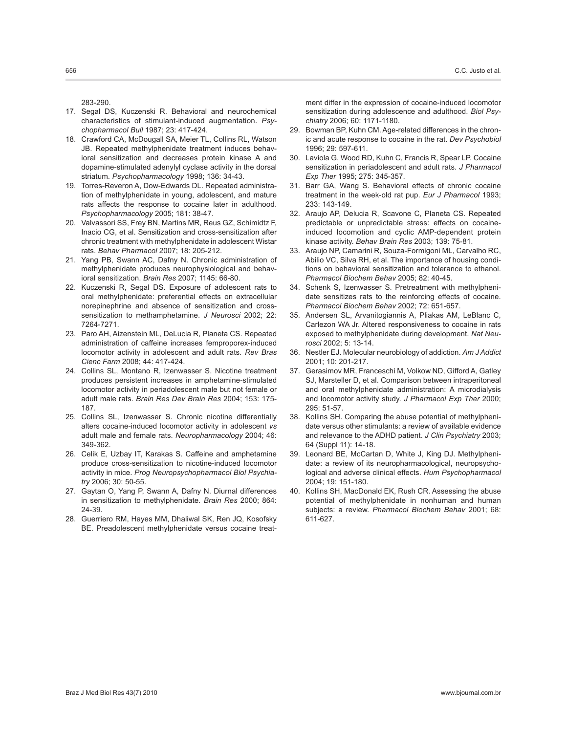283-290.

17. Segal DS, Kuczenski R. Behavioral and neurochemical characteristics of stimulant-induced augmentation. *Psychopharmacol Bull* 1987; 23: 417-424.
18. Crawford CA, McDougall SA, Meier TL, Collins RL, Watson JB. Repeated methylphenidate treatment induces behavioral sensitization and decreases protein kinase A and dopamine-stimulated adenylyl cyclase activity in the dorsal striatum. *Psychopharmacology* 1998; 136: 34-43.
19. Torres-Reveron A, Dow-Edwards DL. Repeated administration of methylphenidate in young, adolescent, and mature rats affects the response to cocaine later in adulthood. *Psychopharmacology* 2005; 181: 38-47.
20. Valvassori SS, Frey BN, Martins MR, Reus GZ, Schimidtz F, Inacio CG, et al. Sensitization and cross-sensitization after chronic treatment with methylphenidate in adolescent Wistar rats. *Behav Pharmacol* 2007; 18: 205-212.
21. Yang PB, Swann AC, Dafny N. Chronic administration of methylphenidate produces neurophysiological and behavioral sensitization. *Brain Res* 2007; 1145: 66-80.
22. Kuczenski R, Segal DS. Exposure of adolescent rats to oral methylphenidate: preferential effects on extracellular norepinephrine and absence of sensitization and cross-sensitization to methamphetamine. *J Neurosci* 2002; 22: 7264-7271.
23. Paro AH, Aizenstein ML, DeLucia R, Planeta CS. Repeated administration of caffeine increases fenproporex-induced locomotor activity in adolescent and adult rats. *Rev Bras Cienc Farm* 2008; 44: 417-424.
24. Collins SL, Montano R, Izenwasser S. Nicotine treatment produces persistent increases in amphetamine-stimulated locomotor activity in periadolescent male but not female or adult male rats. *Brain Res Dev Brain Res* 2004; 153: 175-187.
25. Collins SL, Izenwasser S. Chronic nicotine differentially alters cocaine-induced locomotor activity in adolescent *vs* adult male and female rats. *Neuropharmacology* 2004; 46: 349-362.
26. Celik E, Uzbay IT, Karakas S. Caffeine and amphetamine produce cross-sensitization to nicotine-induced locomotor activity in mice. *Prog Neuropsychopharmacol Biol Psychiatry* 2006; 30: 50-55.
27. Gaytan O, Yang P, Swann A, Dafny N. Diurnal differences in sensitization to methylphenidate. *Brain Res* 2000; 864: 24-39.
28. Guerriero RM, Hayes MM, Dhaliwal SK, Ren JQ, Kosofsky BE. Preadolescent methylphenidate versus cocaine treatment differ in the expression of cocaine-induced locomotor sensitization during adolescence and adulthood. *Biol Psychiatry* 2006; 60: 1171-1180.
29. Bowman BP, Kuhn CM. Age-related differences in the chronic and acute response to cocaine in the rat. *Dev Psychobiol* 1996; 29: 597-611.
30. Laviola G, Wood RD, Kuhn C, Francis R, Spear LP. Cocaine sensitization in periadolescent and adult rats. *J Pharmacol Exp Ther* 1995; 275: 345-357.
31. Barr GA, Wang S. Behavioral effects of chronic cocaine treatment in the week-old rat pup. *Eur J Pharmacol* 1993; 233: 143-149.
32. Araujo AP, Delucia R, Scavone C, Planeta CS. Repeated predictable or unpredictable stress: effects on cocaine-induced locomotion and cyclic AMP-dependent protein kinase activity. *Behav Brain Res* 2003; 139: 75-81.
33. Araujo NP, Camarini R, Souza-Formigoni ML, Carvalho RC, Abilio VC, Silva RH, et al. The importance of housing conditions on behavioral sensitization and tolerance to ethanol. *Pharmacol Biochem Behav* 2005; 82: 40-45.
34. Schenk S, Izenwasser S. Pretreatment with methylphenidate sensitizes rats to the reinforcing effects of cocaine. *Pharmacol Biochem Behav* 2002; 72: 651-657.
35. Andersen SL, Arvanitogiannis A, Pliakas AM, LeBlanc C, Carlezon WA Jr. Altered responsiveness to cocaine in rats exposed to methylphenidate during development. *Nat Neurosci* 2002; 5: 13-14.
36. Nestler EJ. Molecular neurobiology of addiction. *Am J Addict* 2001; 10: 201-217.
37. Gerasimov MR, Franceschi M, Volkow ND, Gifford A, Gatley SJ, Marsteller D, et al. Comparison between intraperitoneal and oral methylphenidate administration: A microdialysis and locomotor activity study. *J Pharmacol Exp Ther* 2000; 295: 51-57.
38. Kollins SH. Comparing the abuse potential of methylphenidate versus other stimulants: a review of available evidence and relevance to the ADHD patient. *J Clin Psychiatry* 2003; 64 (Suppl 11): 14-18.
39. Leonard BE, McCartan D, White J, King DJ. Methylphenidate: a review of its neuropharmacological, neuropsychological and adverse clinical effects. *Hum Psychopharmacol* 2004; 19: 151-180.
40. Kollins SH, MacDonald EK, Rush CR. Assessing the abuse potential of methylphenidate in nonhuman and human subjects: a review. *Pharmacol Biochem Behav* 2001; 68: 611-627.